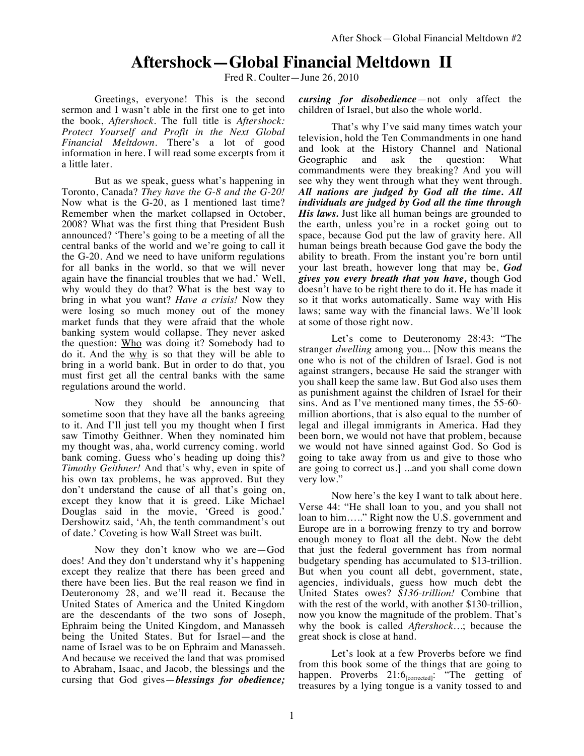# Aftershock—Global Financial Meltdown II

Fred R. Coulter—June 26, 2010

Greetings, everyone! This is the second sermon and I wasn't able in the first one to get into the book, *Aftershock*. The full title is *Aftershock: Protect Yourself and Profit in the Next Global Financial Meltdown*. There's a lot of good information in here. I will read some excerpts from it a little later.

But as we speak, guess what's happening in Toronto, Canada? *They have the G-8 and the G-20!* Now what is the G-20, as I mentioned last time? Remember when the market collapsed in October, 2008? What was the first thing that President Bush announced? 'There's going to be a meeting of all the central banks of the world and we're going to call it the G-20. And we need to have uniform regulations for all banks in the world, so that we will never again have the financial troubles that we had.' Well, why would they do that? What is the best way to bring in what you want? *Have a crisis!* Now they were losing so much money out of the money market funds that they were afraid that the whole banking system would collapse. They never asked the question: Who was doing it? Somebody had to do it. And the why is so that they will be able to bring in a world bank. But in order to do that, you must first get all the central banks with the same regulations around the world.

Now they should be announcing that sometime soon that they have all the banks agreeing to it. And I'll just tell you my thought when I first saw Timothy Geithner. When they nominated him my thought was, aha, world currency coming. world bank coming. Guess who's heading up doing this? *Timothy Geithner!* And that's why, even in spite of his own tax problems, he was approved. But they don't understand the cause of all that's going on, except they know that it is greed. Like Michael Douglas said in the movie, 'Greed is good.' Dershowitz said, 'Ah, the tenth commandment's out of date.' Coveting is how Wall Street was built.

Now they don't know who we are—God does! And they don't understand why it's happening except they realize that there has been greed and there have been lies. But the real reason we find in Deuteronomy 28, and we'll read it. Because the United States of America and the United Kingdom are the descendants of the two sons of Joseph, Ephraim being the United Kingdom, and Manasseh being the United States. But for Israel—and the name of Israel was to be on Ephraim and Manasseh. And because we received the land that was promised to Abraham, Isaac, and Jacob, the blessings and the cursing that God gives—***blessings for obedience; cursing for disobedience***—not only affect the children of Israel, but also the whole world.

That's why I've said many times watch your television, hold the Ten Commandments in one hand and look at the History Channel and National Geographic and ask the question: What commandments were they breaking? And you will see why they went through what they went through. ***All nations are judged by God all the time. All individuals are judged by God all the time through His laws.*** Just like all human beings are grounded to the earth, unless you're in a rocket going out to space, because God put the law of gravity here. All human beings breath because God gave the body the ability to breath. From the instant you're born until your last breath, however long that may be, ***God gives you every breath that you have,*** though God doesn't have to be right there to do it. He has made it so it that works automatically. Same way with His laws; same way with the financial laws. We'll look at some of those right now.

Let's come to Deuteronomy 28:43: "The stranger *dwelling* among you... [Now this means the one who is not of the children of Israel. God is not against strangers, because He said the stranger with you shall keep the same law. But God also uses them as punishment against the children of Israel for their sins. And as I've mentioned many times, the 55-60-million abortions, that is also equal to the number of legal and illegal immigrants in America. Had they been born, we would not have that problem, because we would not have sinned against God. So God is going to take away from us and give to those who are going to correct us.] ...and you shall come down very low."

Now here's the key I want to talk about here. Verse 44: "He shall loan to you, and you shall not loan to him….." Right now the U.S. government and Europe are in a borrowing frenzy to try and borrow enough money to float all the debt. Now the debt that just the federal government has from normal budgetary spending has accumulated to $13-trillion. But when you count all debt, government, state, agencies, individuals, guess how much debt the United States owes? *$136-trillion!* Combine that with the rest of the world, with another $130-trillion, now you know the magnitude of the problem. That's why the book is called *Aftershock*…; because the great shock is close at hand.

Let's look at a few Proverbs before we find from this book some of the things that are going to happen. Proverbs 21:6[corrected]: "The getting of treasures by a lying tongue is a vanity tossed to and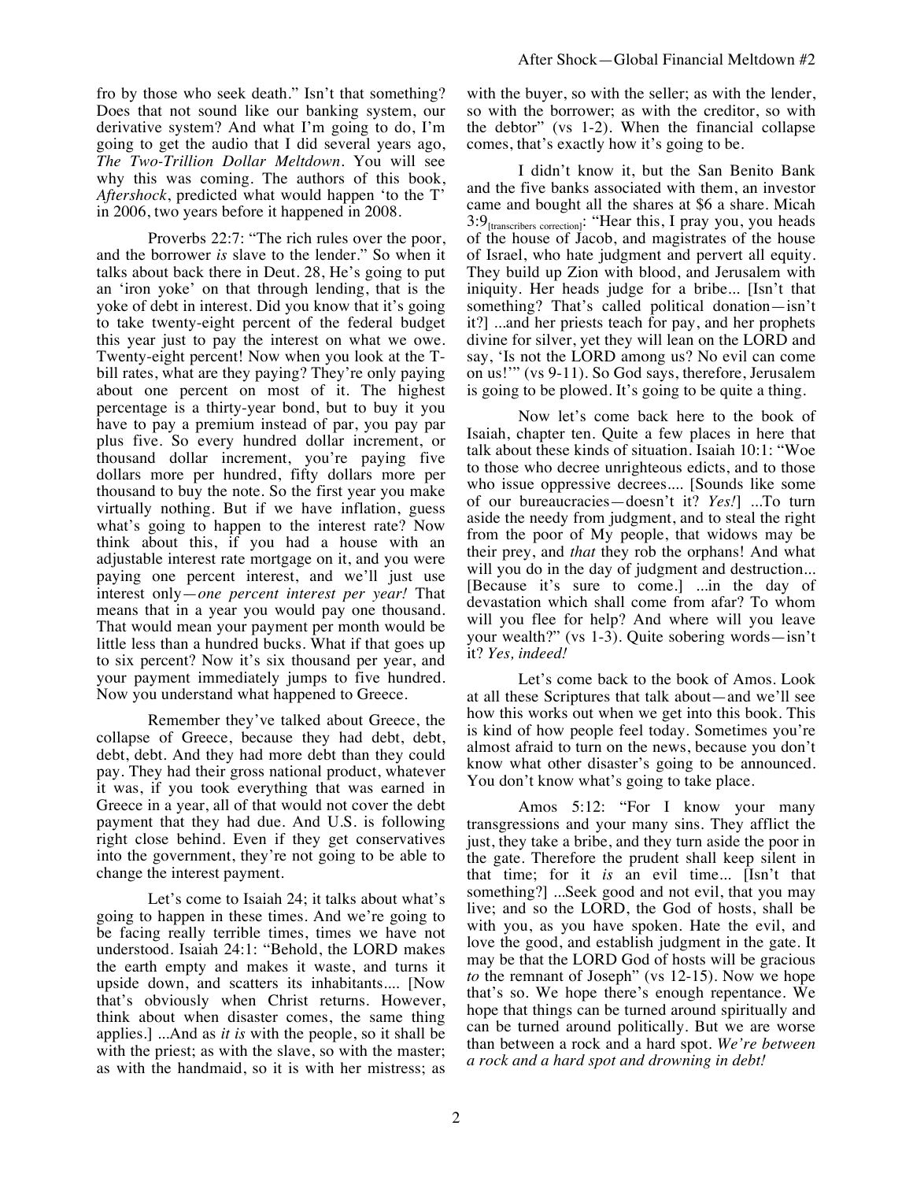fro by those who seek death." Isn't that something? Does that not sound like our banking system, our derivative system? And what I'm going to do, I'm going to get the audio that I did several years ago, *The Two-Trillion Dollar Meltdown*. You will see why this was coming. The authors of this book, *Aftershock*, predicted what would happen 'to the T' in 2006, two years before it happened in 2008.

Proverbs 22:7: "The rich rules over the poor, and the borrower *is* slave to the lender." So when it talks about back there in Deut. 28, He's going to put an 'iron yoke' on that through lending, that is the yoke of debt in interest. Did you know that it's going to take twenty-eight percent of the federal budget this year just to pay the interest on what we owe. Twenty-eight percent! Now when you look at the T-bill rates, what are they paying? They're only paying about one percent on most of it. The highest percentage is a thirty-year bond, but to buy it you have to pay a premium instead of par, you pay par plus five. So every hundred dollar increment, or thousand dollar increment, you're paying five dollars more per hundred, fifty dollars more per thousand to buy the note. So the first year you make virtually nothing. But if we have inflation, guess what's going to happen to the interest rate? Now think about this, if you had a house with an adjustable interest rate mortgage on it, and you were paying one percent interest, and we'll just use interest only—*one percent interest per year!* That means that in a year you would pay one thousand. That would mean your payment per month would be little less than a hundred bucks. What if that goes up to six percent? Now it's six thousand per year, and your payment immediately jumps to five hundred. Now you understand what happened to Greece.

Remember they've talked about Greece, the collapse of Greece, because they had debt, debt, debt, debt. And they had more debt than they could pay. They had their gross national product, whatever it was, if you took everything that was earned in Greece in a year, all of that would not cover the debt payment that they had due. And U.S. is following right close behind. Even if they get conservatives into the government, they're not going to be able to change the interest payment.

Let's come to Isaiah 24; it talks about what's going to happen in these times. And we're going to be facing really terrible times, times we have not understood. Isaiah 24:1: "Behold, the LORD makes the earth empty and makes it waste, and turns it upside down, and scatters its inhabitants.... [Now that's obviously when Christ returns. However, think about when disaster comes, the same thing applies.] ...And as *it is* with the people, so it shall be with the priest; as with the slave, so with the master; as with the handmaid, so it is with her mistress; as with the buyer, so with the seller; as with the lender, so with the borrower; as with the creditor, so with the debtor" (vs 1-2). When the financial collapse comes, that's exactly how it's going to be.

I didn't know it, but the San Benito Bank and the five banks associated with them, an investor came and bought all the shares at $6 a share. Micah 3:9[transcribers correction]: "Hear this, I pray you, you heads of the house of Jacob, and magistrates of the house of Israel, who hate judgment and pervert all equity. They build up Zion with blood, and Jerusalem with iniquity. Her heads judge for a bribe... [Isn't that something? That's called political donation—isn't it?] ...and her priests teach for pay, and her prophets divine for silver, yet they will lean on the LORD and say, 'Is not the LORD among us? No evil can come on us!'" (vs 9-11). So God says, therefore, Jerusalem is going to be plowed. It's going to be quite a thing.

Now let's come back here to the book of Isaiah, chapter ten. Quite a few places in here that talk about these kinds of situation. Isaiah 10:1: "Woe to those who decree unrighteous edicts, and to those who issue oppressive decrees.... [Sounds like some of our bureaucracies—doesn't it? *Yes!*] ...To turn aside the needy from judgment, and to steal the right from the poor of My people, that widows may be their prey, and *that* they rob the orphans! And what will you do in the day of judgment and destruction... [Because it's sure to come.] ...in the day of devastation which shall come from afar? To whom will you flee for help? And where will you leave your wealth?" (vs 1-3). Quite sobering words—isn't it? *Yes, indeed!*

Let's come back to the book of Amos. Look at all these Scriptures that talk about—and we'll see how this works out when we get into this book. This is kind of how people feel today. Sometimes you're almost afraid to turn on the news, because you don't know what other disaster's going to be announced. You don't know what's going to take place.

Amos 5:12: "For I know your many transgressions and your many sins. They afflict the just, they take a bribe, and they turn aside the poor in the gate. Therefore the prudent shall keep silent in that time; for it *is* an evil time... [Isn't that something?] ...Seek good and not evil, that you may live; and so the LORD, the God of hosts, shall be with you, as you have spoken. Hate the evil, and love the good, and establish judgment in the gate. It may be that the LORD God of hosts will be gracious *to* the remnant of Joseph" (vs 12-15). Now we hope that's so. We hope there's enough repentance. We hope that things can be turned around spiritually and can be turned around politically. But we are worse than between a rock and a hard spot. *We're between a rock and a hard spot and drowning in debt!*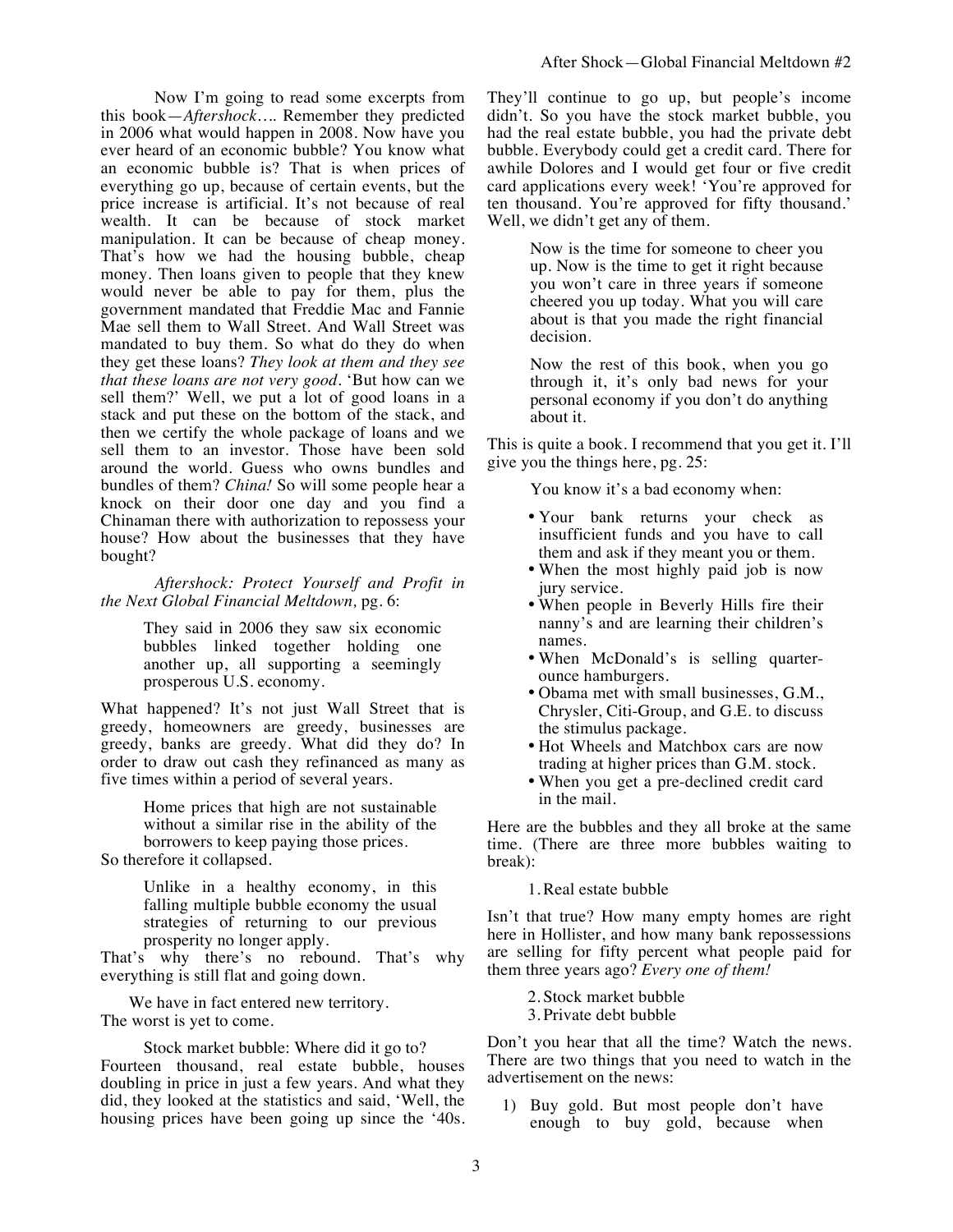Now I'm going to read some excerpts from this book—*Aftershock*…. Remember they predicted in 2006 what would happen in 2008. Now have you ever heard of an economic bubble? You know what an economic bubble is? That is when prices of everything go up, because of certain events, but the price increase is artificial. It's not because of real wealth. It can be because of stock market manipulation. It can be because of cheap money. That's how we had the housing bubble, cheap money. Then loans given to people that they knew would never be able to pay for them, plus the government mandated that Freddie Mac and Fannie Mae sell them to Wall Street. And Wall Street was mandated to buy them. So what do they do when they get these loans? *They look at them and they see that these loans are not very good.* 'But how can we sell them?' Well, we put a lot of good loans in a stack and put these on the bottom of the stack, and then we certify the whole package of loans and we sell them to an investor. Those have been sold around the world. Guess who owns bundles and bundles of them? *China!* So will some people hear a knock on their door one day and you find a Chinaman there with authorization to repossess your house? How about the businesses that they have bought?

*Aftershock: Protect Yourself and Profit in the Next Global Financial Meltdown,* pg. 6:

> They said in 2006 they saw six economic bubbles linked together holding one another up, all supporting a seemingly prosperous U.S. economy.

What happened? It's not just Wall Street that is greedy, homeowners are greedy, businesses are greedy, banks are greedy. What did they do? In order to draw out cash they refinanced as many as five times within a period of several years.

> Home prices that high are not sustainable without a similar rise in the ability of the borrowers to keep paying those prices.

So therefore it collapsed.

> Unlike in a healthy economy, in this falling multiple bubble economy the usual strategies of returning to our previous prosperity no longer apply.

That's why there's no rebound. That's why everything is still flat and going down.

> We have in fact entered new territory. The worst is yet to come.

Stock market bubble: Where did it go to? Fourteen thousand, real estate bubble, houses doubling in price in just a few years. And what they did, they looked at the statistics and said, 'Well, the housing prices have been going up since the '40s. They'll continue to go up, but people's income didn't. So you have the stock market bubble, you had the real estate bubble, you had the private debt bubble. Everybody could get a credit card. There for awhile Dolores and I would get four or five credit card applications every week! 'You're approved for ten thousand. You're approved for fifty thousand.' Well, we didn't get any of them.

> Now is the time for someone to cheer you up. Now is the time to get it right because you won't care in three years if someone cheered you up today. What you will care about is that you made the right financial decision.
>
> Now the rest of this book, when you go through it, it's only bad news for your personal economy if you don't do anything about it.

This is quite a book. I recommend that you get it. I'll give you the things here, pg. 25:

> You know it's a bad economy when:
>
> - Your bank returns your check as insufficient funds and you have to call them and ask if they meant you or them.
> - When the most highly paid job is now jury service.
> - When people in Beverly Hills fire their nanny's and are learning their children's names.
> - When McDonald's is selling quarter-ounce hamburgers.
> - Obama met with small businesses, G.M., Chrysler, Citi-Group, and G.E. to discuss the stimulus package.
> - Hot Wheels and Matchbox cars are now trading at higher prices than G.M. stock.
> - When you get a pre-declined credit card in the mail.

Here are the bubbles and they all broke at the same time. (There are three more bubbles waiting to break):

> 1. Real estate bubble

Isn't that true? How many empty homes are right here in Hollister, and how many bank repossessions are selling for fifty percent what people paid for them three years ago? *Every one of them!*

> 2. Stock market bubble
> 3. Private debt bubble

Don't you hear that all the time? Watch the news. There are two things that you need to watch in the advertisement on the news:

1) Buy gold. But most people don't have enough to buy gold, because when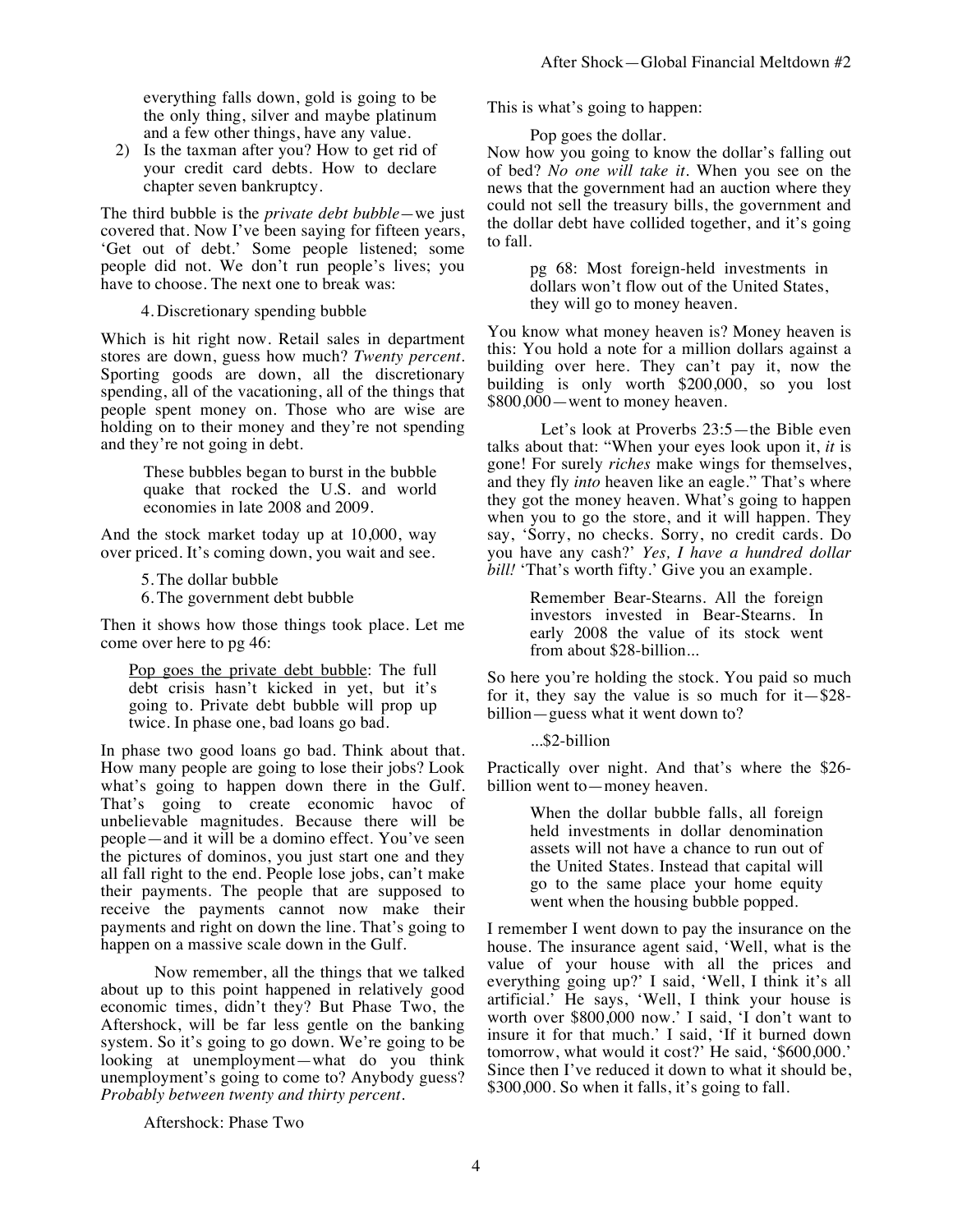everything falls down, gold is going to be the only thing, silver and maybe platinum and a few other things, have any value.

2) Is the taxman after you? How to get rid of your credit card debts. How to declare chapter seven bankruptcy.

The third bubble is the *private debt bubble*—we just covered that. Now I've been saying for fifteen years, 'Get out of debt.' Some people listened; some people did not. We don't run people's lives; you have to choose. The next one to break was:

> 4. Discretionary spending bubble

Which is hit right now. Retail sales in department stores are down, guess how much? *Twenty percent.* Sporting goods are down, all the discretionary spending, all of the vacationing, all of the things that people spent money on. Those who are wise are holding on to their money and they're not spending and they're not going in debt.

> These bubbles began to burst in the bubble quake that rocked the U.S. and world economies in late 2008 and 2009.

And the stock market today up at 10,000, way over priced. It's coming down, you wait and see.

> 5. The dollar bubble
> 6. The government debt bubble

Then it shows how those things took place. Let me come over here to pg 46:

> Pop goes the private debt bubble: The full debt crisis hasn't kicked in yet, but it's going to. Private debt bubble will prop up twice. In phase one, bad loans go bad.

In phase two good loans go bad. Think about that. How many people are going to lose their jobs? Look what's going to happen down there in the Gulf. That's going to create economic havoc of unbelievable magnitudes. Because there will be people—and it will be a domino effect. You've seen the pictures of dominos, you just start one and they all fall right to the end. People lose jobs, can't make their payments. The people that are supposed to receive the payments cannot now make their payments and right on down the line. That's going to happen on a massive scale down in the Gulf.

Now remember, all the things that we talked about up to this point happened in relatively good economic times, didn't they? But Phase Two, the Aftershock, will be far less gentle on the banking system. So it's going to go down. We're going to be looking at unemployment—what do you think unemployment's going to come to? Anybody guess? *Probably between twenty and thirty percent.*

> Aftershock: Phase Two

This is what's going to happen:

> Pop goes the dollar.

Now how you going to know the dollar's falling out of bed? *No one will take it.* When you see on the news that the government had an auction where they could not sell the treasury bills, the government and the dollar debt have collided together, and it's going to fall.

> pg 68: Most foreign-held investments in dollars won't flow out of the United States, they will go to money heaven.

You know what money heaven is? Money heaven is this: You hold a note for a million dollars against a building over here. They can't pay it, now the building is only worth $200,000, so you lost $800,000—went to money heaven.

Let's look at Proverbs 23:5—the Bible even talks about that: "When your eyes look upon it, *it* is gone! For surely *riches* make wings for themselves, and they fly *into* heaven like an eagle." That's where they got the money heaven. What's going to happen when you to go the store, and it will happen. They say, 'Sorry, no checks. Sorry, no credit cards. Do you have any cash?' *Yes, I have a hundred dollar bill!* 'That's worth fifty.' Give you an example.

> Remember Bear-Stearns. All the foreign investors invested in Bear-Stearns. In early 2008 the value of its stock went from about $28-billion...

So here you're holding the stock. You paid so much for it, they say the value is so much for it—$28-billion—guess what it went down to?

> ...$2-billion

Practically over night. And that's where the $26-billion went to—money heaven.

> When the dollar bubble falls, all foreign held investments in dollar denomination assets will not have a chance to run out of the United States. Instead that capital will go to the same place your home equity went when the housing bubble popped.

I remember I went down to pay the insurance on the house. The insurance agent said, 'Well, what is the value of your house with all the prices and everything going up?' I said, 'Well, I think it's all artificial.' He says, 'Well, I think your house is worth over $800,000 now.' I said, 'I don't want to insure it for that much.' I said, 'If it burned down tomorrow, what would it cost?' He said, '$600,000.' Since then I've reduced it down to what it should be, $300,000. So when it falls, it's going to fall.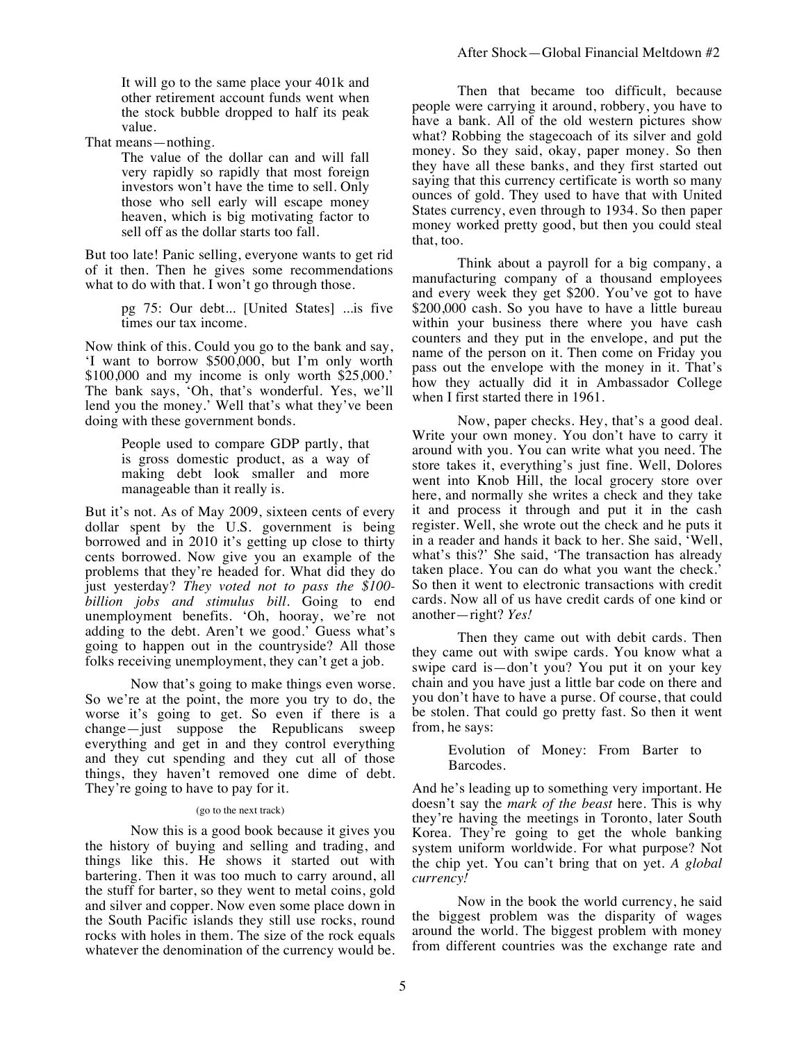> It will go to the same place your 401k and other retirement account funds went when the stock bubble dropped to half its peak value.

That means—nothing.

> The value of the dollar can and will fall very rapidly so rapidly that most foreign investors won't have the time to sell. Only those who sell early will escape money heaven, which is big motivating factor to sell off as the dollar starts too fall.

But too late! Panic selling, everyone wants to get rid of it then. Then he gives some recommendations what to do with that. I won't go through those.

> pg 75: Our debt... [United States] ...is five times our tax income.

Now think of this. Could you go to the bank and say, 'I want to borrow $500,000, but I'm only worth $100,000 and my income is only worth $25,000.' The bank says, 'Oh, that's wonderful. Yes, we'll lend you the money.' Well that's what they've been doing with these government bonds.

> People used to compare GDP partly, that is gross domestic product, as a way of making debt look smaller and more manageable than it really is.

But it's not. As of May 2009, sixteen cents of every dollar spent by the U.S. government is being borrowed and in 2010 it's getting up close to thirty cents borrowed. Now give you an example of the problems that they're headed for. What did they do just yesterday? *They voted not to pass the $100-billion jobs and stimulus bill.* Going to end unemployment benefits. 'Oh, hooray, we're not adding to the debt. Aren't we good.' Guess what's going to happen out in the countryside? All those folks receiving unemployment, they can't get a job.

Now that's going to make things even worse. So we're at the point, the more you try to do, the worse it's going to get. So even if there is a change—just suppose the Republicans sweep everything and get in and they control everything and they cut spending and they cut all of those things, they haven't removed one dime of debt. They're going to have to pay for it.

(go to the next track)

Now this is a good book because it gives you the history of buying and selling and trading, and things like this. He shows it started out with bartering. Then it was too much to carry around, all the stuff for barter, so they went to metal coins, gold and silver and copper. Now even some place down in the South Pacific islands they still use rocks, round rocks with holes in them. The size of the rock equals whatever the denomination of the currency would be.

Then that became too difficult, because people were carrying it around, robbery, you have to have a bank. All of the old western pictures show what? Robbing the stagecoach of its silver and gold money. So they said, okay, paper money. So then they have all these banks, and they first started out saying that this currency certificate is worth so many ounces of gold. They used to have that with United States currency, even through to 1934. So then paper money worked pretty good, but then you could steal that, too.

Think about a payroll for a big company, a manufacturing company of a thousand employees and every week they get $200. You've got to have $200,000 cash. So you have to have a little bureau within your business there where you have cash counters and they put in the envelope, and put the name of the person on it. Then come on Friday you pass out the envelope with the money in it. That's how they actually did it in Ambassador College when I first started there in 1961.

Now, paper checks. Hey, that's a good deal. Write your own money. You don't have to carry it around with you. You can write what you need. The store takes it, everything's just fine. Well, Dolores went into Knob Hill, the local grocery store over here, and normally she writes a check and they take it and process it through and put it in the cash register. Well, she wrote out the check and he puts it in a reader and hands it back to her. She said, 'Well, what's this?' She said, 'The transaction has already taken place. You can do what you want the check.' So then it went to electronic transactions with credit cards. Now all of us have credit cards of one kind or another—right? *Yes!*

Then they came out with debit cards. Then they came out with swipe cards. You know what a swipe card is—don't you? You put it on your key chain and you have just a little bar code on there and you don't have to have a purse. Of course, that could be stolen. That could go pretty fast. So then it went from, he says:

> Evolution of Money: From Barter to Barcodes.

And he's leading up to something very important. He doesn't say the *mark of the beast* here. This is why they're having the meetings in Toronto, later South Korea. They're going to get the whole banking system uniform worldwide. For what purpose? Not the chip yet. You can't bring that on yet. *A global currency!*

Now in the book the world currency, he said the biggest problem was the disparity of wages around the world. The biggest problem with money from different countries was the exchange rate and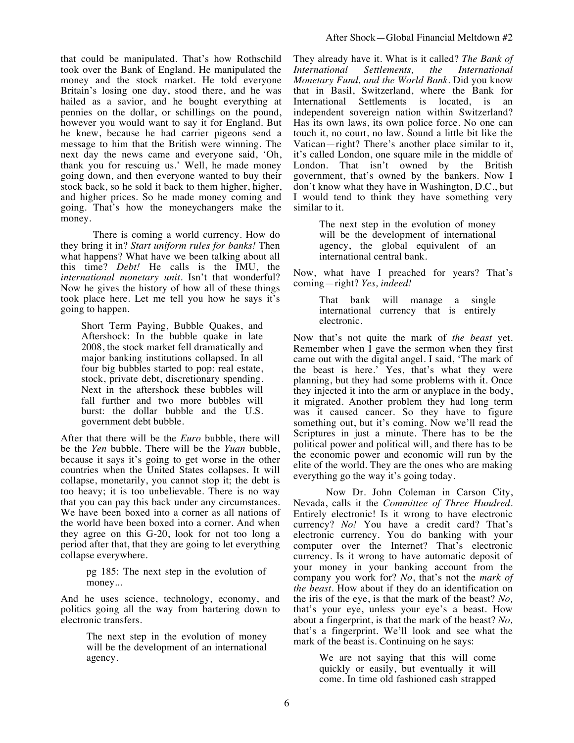that could be manipulated. That's how Rothschild took over the Bank of England. He manipulated the money and the stock market. He told everyone Britain's losing one day, stood there, and he was hailed as a savior, and he bought everything at pennies on the dollar, or schillings on the pound, however you would want to say it for England. But he knew, because he had carrier pigeons send a message to him that the British were winning. The next day the news came and everyone said, 'Oh, thank you for rescuing us.' Well, he made money going down, and then everyone wanted to buy their stock back, so he sold it back to them higher, higher, and higher prices. So he made money coming and going. That's how the moneychangers make the money.

There is coming a world currency. How do they bring it in? *Start uniform rules for banks!* Then what happens? What have we been talking about all this time? *Debt!* He calls is the IMU, the *international monetary unit*. Isn't that wonderful? Now he gives the history of how all of these things took place here. Let me tell you how he says it's going to happen.

> Short Term Paying, Bubble Quakes, and Aftershock: In the bubble quake in late 2008, the stock market fell dramatically and major banking institutions collapsed. In all four big bubbles started to pop: real estate, stock, private debt, discretionary spending. Next in the aftershock these bubbles will fall further and two more bubbles will burst: the dollar bubble and the U.S. government debt bubble.

After that there will be the *Euro* bubble, there will be the *Yen* bubble. There will be the *Yuan* bubble, because it says it's going to get worse in the other countries when the United States collapses. It will collapse, monetarily, you cannot stop it; the debt is too heavy; it is too unbelievable. There is no way that you can pay this back under any circumstances. We have been boxed into a corner as all nations of the world have been boxed into a corner. And when they agree on this G-20, look for not too long a period after that, that they are going to let everything collapse everywhere.

> pg 185: The next step in the evolution of money...

And he uses science, technology, economy, and politics going all the way from bartering down to electronic transfers.

> The next step in the evolution of money will be the development of an international agency.

They already have it. What is it called? *The Bank of International Settlements, the International Monetary Fund, and the World Bank.* Did you know that in Basil, Switzerland, where the Bank for International Settlements is located, is an independent sovereign nation within Switzerland? Has its own laws, its own police force. No one can touch it, no court, no law. Sound a little bit like the Vatican—right? There's another place similar to it, it's called London, one square mile in the middle of London. That isn't owned by the British government, that's owned by the bankers. Now I don't know what they have in Washington, D.C., but I would tend to think they have something very similar to it.

> The next step in the evolution of money will be the development of international agency, the global equivalent of an international central bank.

Now, what have I preached for years? That's coming—right? *Yes, indeed!*

> That bank will manage a single international currency that is entirely electronic.

Now that's not quite the mark of *the beast* yet. Remember when I gave the sermon when they first came out with the digital angel. I said, 'The mark of the beast is here.' Yes, that's what they were planning, but they had some problems with it. Once they injected it into the arm or anyplace in the body, it migrated. Another problem they had long term was it caused cancer. So they have to figure something out, but it's coming. Now we'll read the Scriptures in just a minute. There has to be the political power and political will, and there has to be the economic power and economic will run by the elite of the world. They are the ones who are making everything go the way it's going today.

Now Dr. John Coleman in Carson City, Nevada, calls it the *Committee of Three Hundred*. Entirely electronic! Is it wrong to have electronic currency? *No!* You have a credit card? That's electronic currency. You do banking with your computer over the Internet? That's electronic currency. Is it wrong to have automatic deposit of your money in your banking account from the company you work for? *No*, that's not the *mark of the beast*. How about if they do an identification on the iris of the eye, is that the mark of the beast? *No,* that's your eye, unless your eye's a beast. How about a fingerprint, is that the mark of the beast? *No,* that's a fingerprint. We'll look and see what the mark of the beast is. Continuing on he says:

> We are not saying that this will come quickly or easily, but eventually it will come. In time old fashioned cash strapped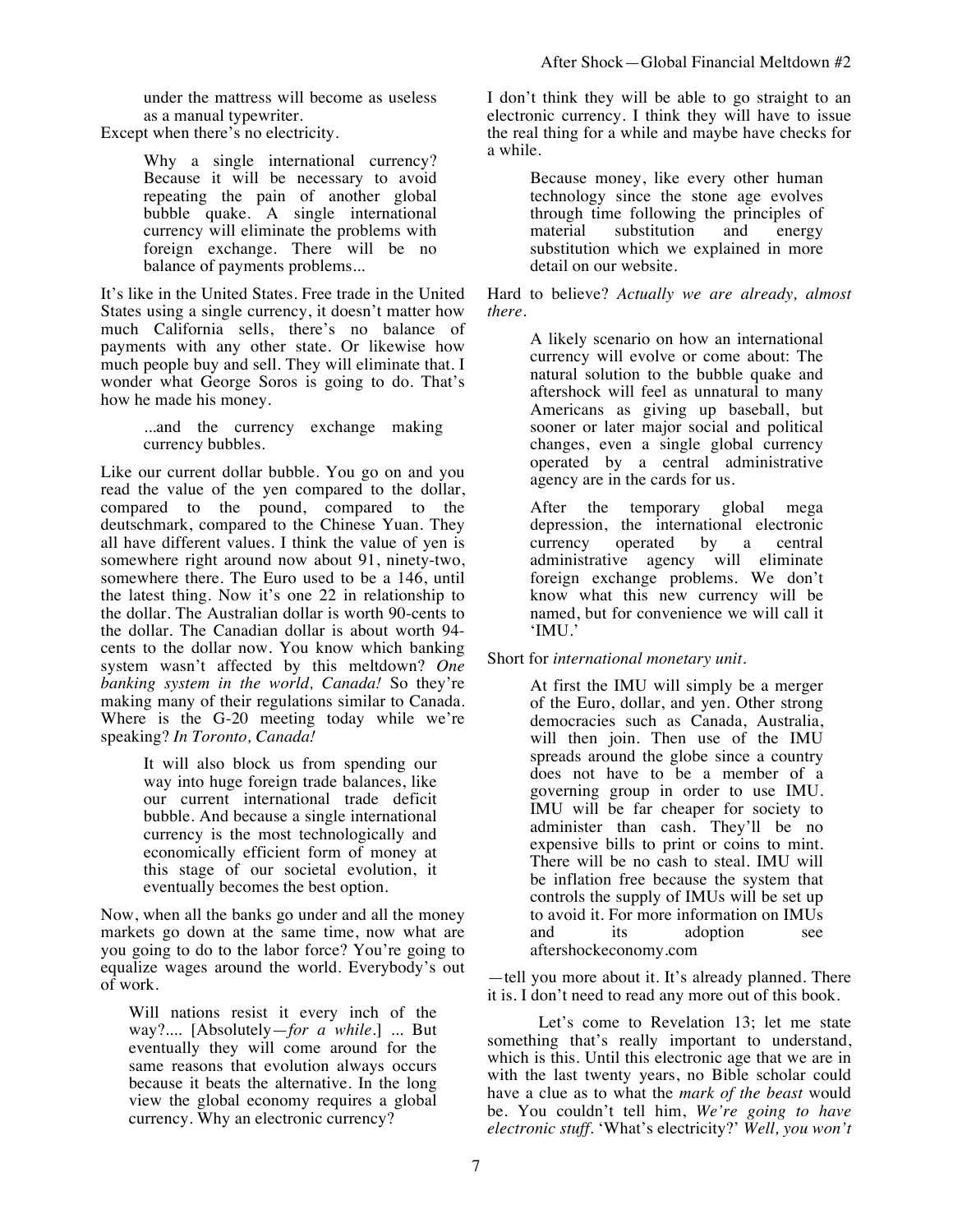> under the mattress will become as useless as a manual typewriter.

Except when there's no electricity.

> Why a single international currency? Because it will be necessary to avoid repeating the pain of another global bubble quake. A single international currency will eliminate the problems with foreign exchange. There will be no balance of payments problems...

It's like in the United States. Free trade in the United States using a single currency, it doesn't matter how much California sells, there's no balance of payments with any other state. Or likewise how much people buy and sell. They will eliminate that. I wonder what George Soros is going to do. That's how he made his money.

> ...and the currency exchange making currency bubbles.

Like our current dollar bubble. You go on and you read the value of the yen compared to the dollar, compared to the pound, compared to the deutschmark, compared to the Chinese Yuan. They all have different values. I think the value of yen is somewhere right around now about 91, ninety-two, somewhere there. The Euro used to be a 146, until the latest thing. Now it's one 22 in relationship to the dollar. The Australian dollar is worth 90-cents to the dollar. The Canadian dollar is about worth 94-cents to the dollar now. You know which banking system wasn't affected by this meltdown? *One banking system in the world, Canada!* So they're making many of their regulations similar to Canada. Where is the G-20 meeting today while we're speaking? *In Toronto, Canada!*

> It will also block us from spending our way into huge foreign trade balances, like our current international trade deficit bubble. And because a single international currency is the most technologically and economically efficient form of money at this stage of our societal evolution, it eventually becomes the best option.

Now, when all the banks go under and all the money markets go down at the same time, now what are you going to do to the labor force? You're going to equalize wages around the world. Everybody's out of work.

> Will nations resist it every inch of the way?.... [Absolutely—*for a while*.] ... But eventually they will come around for the same reasons that evolution always occurs because it beats the alternative. In the long view the global economy requires a global currency. Why an electronic currency?

I don't think they will be able to go straight to an electronic currency. I think they will have to issue the real thing for a while and maybe have checks for a while.

> Because money, like every other human technology since the stone age evolves through time following the principles of material substitution and energy substitution which we explained in more detail on our website.

Hard to believe? *Actually we are already, almost there.*

> A likely scenario on how an international currency will evolve or come about: The natural solution to the bubble quake and aftershock will feel as unnatural to many Americans as giving up baseball, but sooner or later major social and political changes, even a single global currency operated by a central administrative agency are in the cards for us.
>
> After the temporary global mega depression, the international electronic currency operated by a central administrative agency will eliminate foreign exchange problems. We don't know what this new currency will be named, but for convenience we will call it 'IMU.'

Short for *international monetary unit*.

> At first the IMU will simply be a merger of the Euro, dollar, and yen. Other strong democracies such as Canada, Australia, will then join. Then use of the IMU spreads around the globe since a country does not have to be a member of a governing group in order to use IMU. IMU will be far cheaper for society to administer than cash. They'll be no expensive bills to print or coins to mint. There will be no cash to steal. IMU will be inflation free because the system that controls the supply of IMUs will be set up to avoid it. For more information on IMUs and its adoption see aftershockeconomy.com

—tell you more about it. It's already planned. There it is. I don't need to read any more out of this book.

Let's come to Revelation 13; let me state something that's really important to understand, which is this. Until this electronic age that we are in with the last twenty years, no Bible scholar could have a clue as to what the *mark of the beast* would be. You couldn't tell him, *We're going to have electronic stuff.* 'What's electricity?' *Well, you won't*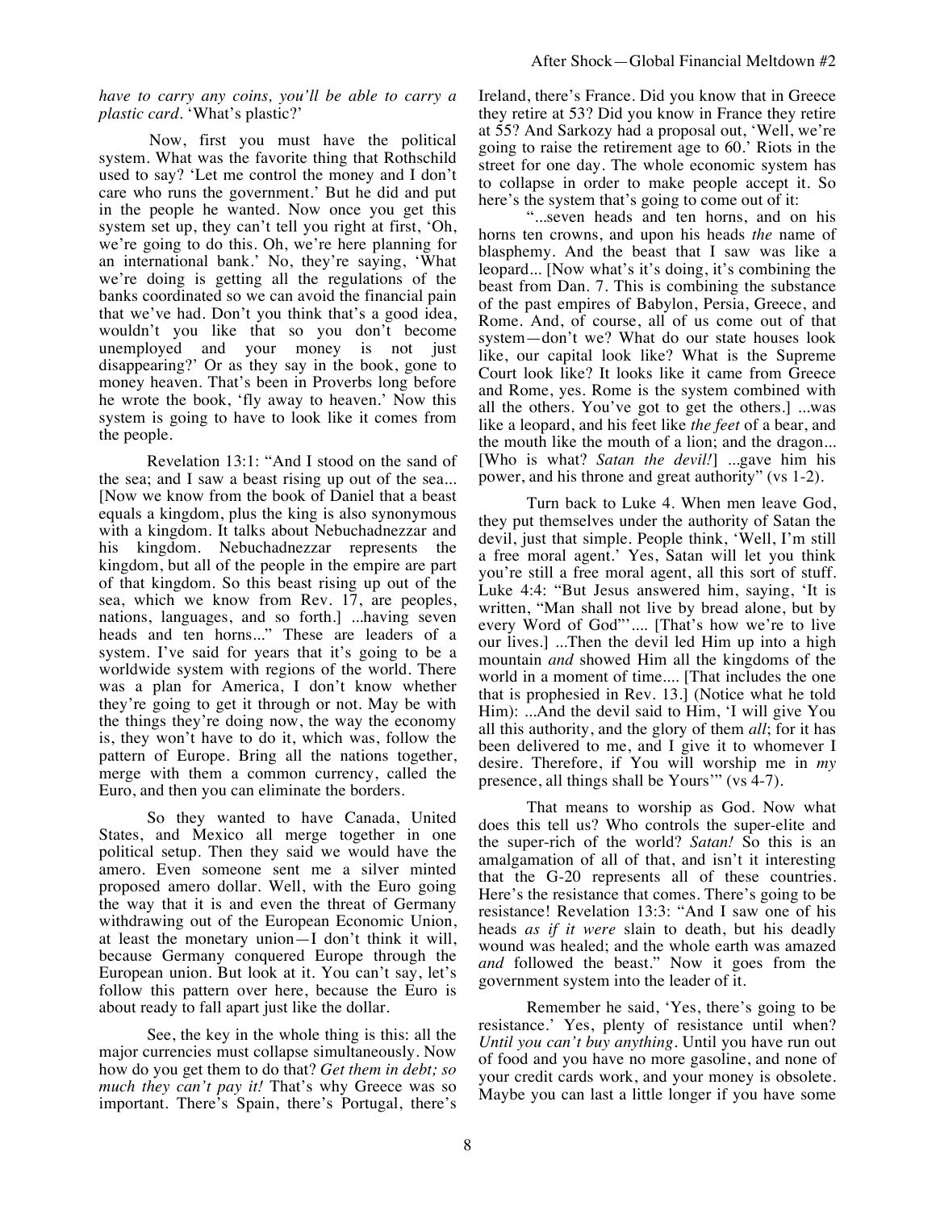*have to carry any coins, you'll be able to carry a plastic card.* 'What's plastic?'

Now, first you must have the political system. What was the favorite thing that Rothschild used to say? 'Let me control the money and I don't care who runs the government.' But he did and put in the people he wanted. Now once you get this system set up, they can't tell you right at first, 'Oh, we're going to do this. Oh, we're here planning for an international bank.' No, they're saying, 'What we're doing is getting all the regulations of the banks coordinated so we can avoid the financial pain that we've had. Don't you think that's a good idea, wouldn't you like that so you don't become unemployed and your money is not just disappearing?' Or as they say in the book, gone to money heaven. That's been in Proverbs long before he wrote the book, 'fly away to heaven.' Now this system is going to have to look like it comes from the people.

Revelation 13:1: "And I stood on the sand of the sea; and I saw a beast rising up out of the sea... [Now we know from the book of Daniel that a beast equals a kingdom, plus the king is also synonymous with a kingdom. It talks about Nebuchadnezzar and his kingdom. Nebuchadnezzar represents the kingdom, but all of the people in the empire are part of that kingdom. So this beast rising up out of the sea, which we know from Rev. 17, are peoples, nations, languages, and so forth.] ...having seven heads and ten horns..." These are leaders of a system. I've said for years that it's going to be a worldwide system with regions of the world. There was a plan for America, I don't know whether they're going to get it through or not. May be with the things they're doing now, the way the economy is, they won't have to do it, which was, follow the pattern of Europe. Bring all the nations together, merge with them a common currency, called the Euro, and then you can eliminate the borders.

So they wanted to have Canada, United States, and Mexico all merge together in one political setup. Then they said we would have the amero. Even someone sent me a silver minted proposed amero dollar. Well, with the Euro going the way that it is and even the threat of Germany withdrawing out of the European Economic Union, at least the monetary union—I don't think it will, because Germany conquered Europe through the European union. But look at it. You can't say, let's follow this pattern over here, because the Euro is about ready to fall apart just like the dollar.

See, the key in the whole thing is this: all the major currencies must collapse simultaneously. Now how do you get them to do that? *Get them in debt; so much they can't pay it!* That's why Greece was so important. There's Spain, there's Portugal, there's Ireland, there's France. Did you know that in Greece they retire at 53? Did you know in France they retire at 55? And Sarkozy had a proposal out, 'Well, we're going to raise the retirement age to 60.' Riots in the street for one day. The whole economic system has to collapse in order to make people accept it. So here's the system that's going to come out of it:

"...seven heads and ten horns, and on his horns ten crowns, and upon his heads *the* name of blasphemy. And the beast that I saw was like a leopard... [Now what's it's doing, it's combining the beast from Dan. 7. This is combining the substance of the past empires of Babylon, Persia, Greece, and Rome. And, of course, all of us come out of that system—don't we? What do our state houses look like, our capital look like? What is the Supreme Court look like? It looks like it came from Greece and Rome, yes. Rome is the system combined with all the others. You've got to get the others.] ...was like a leopard, and his feet like *the feet* of a bear, and the mouth like the mouth of a lion; and the dragon... [Who is what? *Satan the devil!*] ...gave him his power, and his throne and great authority" (vs 1-2).

Turn back to Luke 4. When men leave God, they put themselves under the authority of Satan the devil, just that simple. People think, 'Well, I'm still a free moral agent.' Yes, Satan will let you think you're still a free moral agent, all this sort of stuff. Luke 4:4: "But Jesus answered him, saying, 'It is written, "Man shall not live by bread alone, but by every Word of God"'.... [That's how we're to live our lives.] ...Then the devil led Him up into a high mountain *and* showed Him all the kingdoms of the world in a moment of time.... [That includes the one that is prophesied in Rev. 13.] (Notice what he told Him): ...And the devil said to Him, 'I will give You all this authority, and the glory of them *all*; for it has been delivered to me, and I give it to whomever I desire. Therefore, if You will worship me in *my* presence, all things shall be Yours'" (vs 4-7).

That means to worship as God. Now what does this tell us? Who controls the super-elite and the super-rich of the world? *Satan!* So this is an amalgamation of all of that, and isn't it interesting that the G-20 represents all of these countries. Here's the resistance that comes. There's going to be resistance! Revelation 13:3: "And I saw one of his heads *as if it were* slain to death, but his deadly wound was healed; and the whole earth was amazed *and* followed the beast." Now it goes from the government system into the leader of it.

Remember he said, 'Yes, there's going to be resistance.' Yes, plenty of resistance until when? *Until you can't buy anything*. Until you have run out of food and you have no more gasoline, and none of your credit cards work, and your money is obsolete. Maybe you can last a little longer if you have some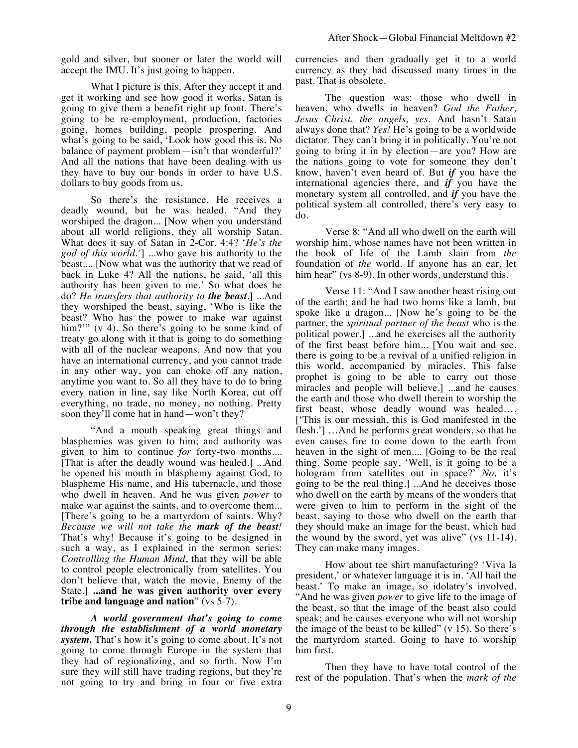gold and silver, but sooner or later the world will accept the IMU. It's just going to happen.

What I picture is this. After they accept it and get it working and see how good it works, Satan is going to give them a benefit right up front. There's going to be re-employment, production, factories going, homes building, people prospering. And what's going to be said, 'Look how good this is. No balance of payment problem—isn't that wonderful?' And all the nations that have been dealing with us they have to buy our bonds in order to have U.S. dollars to buy goods from us.

So there's the resistance. He receives a deadly wound, but he was healed. "And they worshiped the dragon... [Now when you understand about all world religions, they all worship Satan. What does it say of Satan in 2-Cor. 4:4? '*He's the god of this world*.'] ...who gave his authority to the beast.... [Now what was the authority that we read of back in Luke 4? All the nations, he said, 'all this authority has been given to me.' So what does he do? *He transfers that authority to **the beast***.] ...And they worshiped the beast, saying, 'Who is like the beast? Who has the power to make war against him?'" (v 4). So there's going to be some kind of treaty go along with it that is going to do something with all of the nuclear weapons. And now that you have an international currency, and you cannot trade in any other way, you can choke off any nation, anytime you want to. So all they have to do to bring every nation in line, say like North Korea, cut off everything, no trade, no money, no nothing. Pretty soon they'll come hat in hand—won't they?

"And a mouth speaking great things and blasphemies was given to him; and authority was given to him to continue *for* forty-two months.... [That is after the deadly wound was healed.] ...And he opened his mouth in blasphemy against God, to blaspheme His name, and His tabernacle, and those who dwell in heaven. And he was given *power* to make war against the saints, and to overcome them... [There's going to be a martyrdom of saints. Why? *Because we will not take the **mark of the beast**!* That's why! Because it's going to be designed in such a way, as I explained in the sermon series: *Controlling the Human Mind*, that they will be able to control people electronically from satellites. You don't believe that, watch the movie, Enemy of the State.] **...and he was given authority over every tribe and language and nation**" (vs 5-7).

***A world government that's going to come through the establishment of a world monetary system.*** That's how it's going to come about. It's not going to come through Europe in the system that they had of regionalizing, and so forth. Now I'm sure they will still have trading regions, but they're not going to try and bring in four or five extra currencies and then gradually get it to a world currency as they had discussed many times in the past. That is obsolete.

The question was: those who dwell in heaven, who dwells in heaven? *God the Father, Jesus Christ, the angels, yes*. And hasn't Satan always done that? *Yes!* He's going to be a worldwide dictator. They can't bring it in politically. You're not going to bring it in by election—are you? How are the nations going to vote for someone they don't know, haven't even heard of. But ***if*** you have the international agencies there, and ***if*** you have the monetary system all controlled, and ***if*** you have the political system all controlled, there's very easy to do.

Verse 8: "And all who dwell on the earth will worship him, whose names have not been written in the book of life of the Lamb slain from *the* foundation of *the* world. If anyone has an ear, let him hear" (vs 8-9). In other words, understand this.

Verse 11: "And I saw another beast rising out of the earth; and he had two horns like a lamb, but spoke like a dragon... [Now he's going to be the partner, the *spiritual partner of the beast* who is the political power.] ...and he exercises all the authority of the first beast before him... [You wait and see, there is going to be a revival of a unified religion in this world, accompanied by miracles. This false prophet is going to be able to carry out those miracles and people will believe.] ...and he causes the earth and those who dwell therein to worship the first beast, whose deadly wound was healed.... ['This is our messiah, this is God manifested in the flesh.'] ...And he performs great wonders, so that he even causes fire to come down to the earth from heaven in the sight of men.... [Going to be the real thing. Some people say, 'Well, is it going to be a hologram from satellites out in space?' *No,* it's going to be the real thing.] ...And he deceives those who dwell on the earth by means of the wonders that were given to him to perform in the sight of the beast, saying to those who dwell on the earth that they should make an image for the beast, which had the wound by the sword, yet was alive" (vs 11-14). They can make many images.

How about tee shirt manufacturing? 'Viva la president,' or whatever language it is in. 'All hail the beast.' To make an image, so idolatry's involved. "And he was given *power* to give life to the image of the beast, so that the image of the beast also could speak; and he causes everyone who will not worship the image of the beast to be killed" (v 15). So there's the martyrdom started. Going to have to worship him first.

Then they have to have total control of the rest of the population. That's when the *mark of the*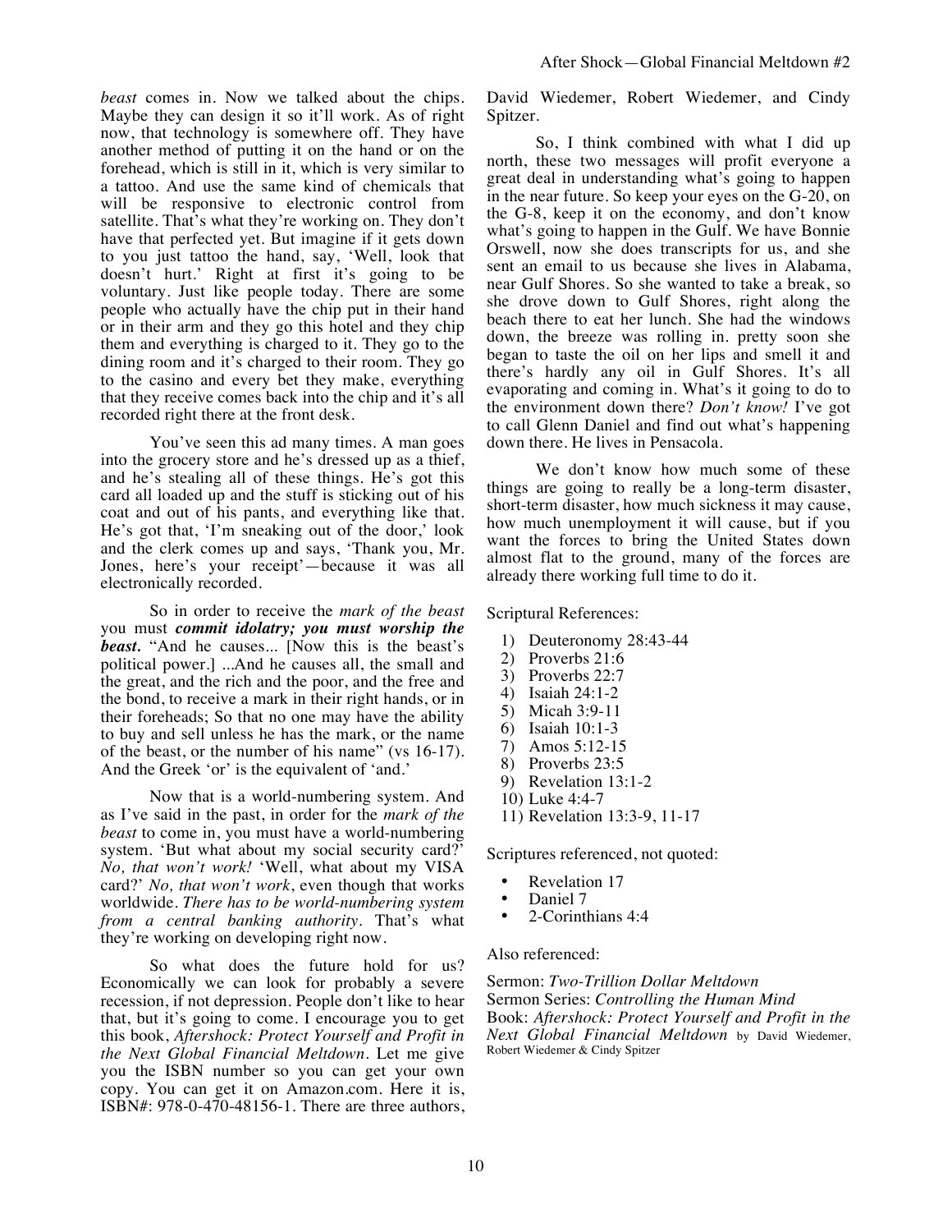*beast* comes in. Now we talked about the chips. Maybe they can design it so it'll work. As of right now, that technology is somewhere off. They have another method of putting it on the hand or on the forehead, which is still in it, which is very similar to a tattoo. And use the same kind of chemicals that will be responsive to electronic control from satellite. That's what they're working on. They don't have that perfected yet. But imagine if it gets down to you just tattoo the hand, say, 'Well, look that doesn't hurt.' Right at first it's going to be voluntary. Just like people today. There are some people who actually have the chip put in their hand or in their arm and they go this hotel and they chip them and everything is charged to it. They go to the dining room and it's charged to their room. They go to the casino and every bet they make, everything that they receive comes back into the chip and it's all recorded right there at the front desk.

You've seen this ad many times. A man goes into the grocery store and he's dressed up as a thief, and he's stealing all of these things. He's got this card all loaded up and the stuff is sticking out of his coat and out of his pants, and everything like that. He's got that, 'I'm sneaking out of the door,' look and the clerk comes up and says, 'Thank you, Mr. Jones, here's your receipt'—because it was all electronically recorded.

So in order to receive the *mark of the beast* you must ***commit idolatry; you must worship the beast.*** "And he causes... [Now this is the beast's political power.] ...And he causes all, the small and the great, and the rich and the poor, and the free and the bond, to receive a mark in their right hands, or in their foreheads; So that no one may have the ability to buy and sell unless he has the mark, or the name of the beast, or the number of his name" (vs 16-17). And the Greek 'or' is the equivalent of 'and.'

Now that is a world-numbering system. And as I've said in the past, in order for the *mark of the beast* to come in, you must have a world-numbering system. 'But what about my social security card?' *No, that won't work!* 'Well, what about my VISA card?' *No, that won't work*, even though that works worldwide. *There has to be world-numbering system from a central banking authority*. That's what they're working on developing right now.

So what does the future hold for us? Economically we can look for probably a severe recession, if not depression. People don't like to hear that, but it's going to come. I encourage you to get this book, *Aftershock: Protect Yourself and Profit in the Next Global Financial Meltdown*. Let me give you the ISBN number so you can get your own copy. You can get it on Amazon.com. Here it is, ISBN#: 978-0-470-48156-1. There are three authors, David Wiedemer, Robert Wiedemer, and Cindy Spitzer.

So, I think combined with what I did up north, these two messages will profit everyone a great deal in understanding what's going to happen in the near future. So keep your eyes on the G-20, on the G-8, keep it on the economy, and don't know what's going to happen in the Gulf. We have Bonnie Orswell, now she does transcripts for us, and she sent an email to us because she lives in Alabama, near Gulf Shores. So she wanted to take a break, so she drove down to Gulf Shores, right along the beach there to eat her lunch. She had the windows down, the breeze was rolling in. pretty soon she began to taste the oil on her lips and smell it and there's hardly any oil in Gulf Shores. It's all evaporating and coming in. What's it going to do to the environment down there? *Don't know!* I've got to call Glenn Daniel and find out what's happening down there. He lives in Pensacola.

We don't know how much some of these things are going to really be a long-term disaster, short-term disaster, how much sickness it may cause, how much unemployment it will cause, but if you want the forces to bring the United States down almost flat to the ground, many of the forces are already there working full time to do it.

Scriptural References:

1) Deuteronomy 28:43-44
2) Proverbs 21:6
3) Proverbs 22:7
4) Isaiah 24:1-2
5) Micah 3:9-11
6) Isaiah 10:1-3
7) Amos 5:12-15
8) Proverbs 23:5
9) Revelation 13:1-2
10) Luke 4:4-7
11) Revelation 13:3-9, 11-17

Scriptures referenced, not quoted:

- Revelation 17
- Daniel 7
- 2-Corinthians 4:4

Also referenced:

Sermon: *Two-Trillion Dollar Meltdown*
Sermon Series: *Controlling the Human Mind*
Book: *Aftershock: Protect Yourself and Profit in the Next Global Financial Meltdown* by David Wiedemer, Robert Wiedemer & Cindy Spitzer